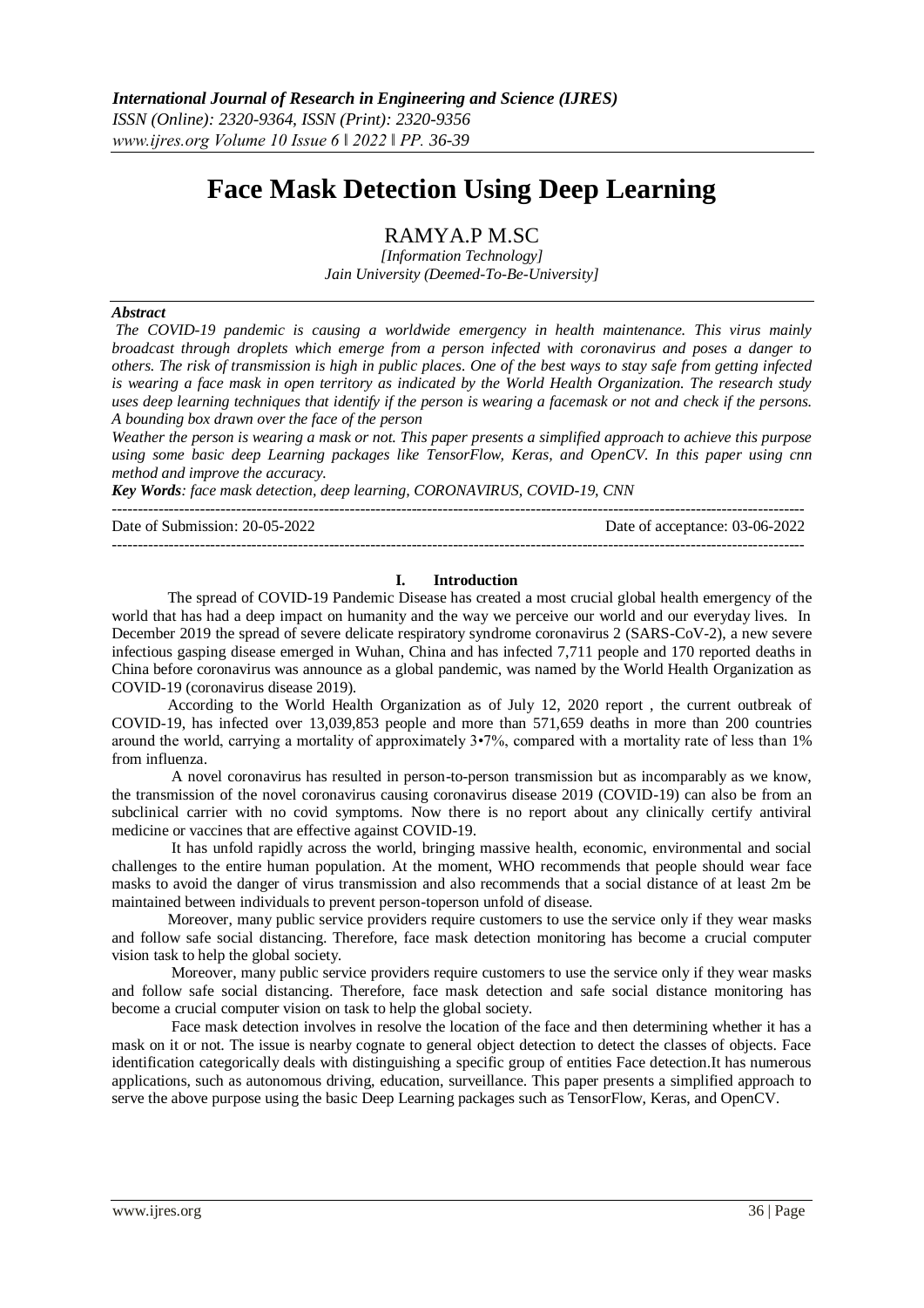# Face Mask Detection Using Deep Learning

## RAMYA.P M.SC

*[Information Technology]*
*Jain University (Deemed-To-Be-University]*

***Abstract***

*The COVID-19 pandemic is causing a worldwide emergency in health maintenance. This virus mainly broadcast through droplets which emerge from a person infected with coronavirus and poses a danger to others. The risk of transmission is high in public places. One of the best ways to stay safe from getting infected is wearing a face mask in open territory as indicated by the World Health Organization. The research study uses deep learning techniques that identify if the person is wearing a facemask or not and check if the persons. A bounding box drawn over the face of the person*

*Weather the person is wearing a mask or not. This paper presents a simplified approach to achieve this purpose using some basic deep Learning packages like TensorFlow, Keras, and OpenCV. In this paper using cnn method and improve the accuracy.*

***Key Words****: face mask detection, deep learning, CORONAVIRUS, COVID-19, CNN*

---

Date of Submission: 20-05-2022 Date of acceptance: 03-06-2022

---

## I. Introduction

The spread of COVID-19 Pandemic Disease has created a most crucial global health emergency of the world that has had a deep impact on humanity and the way we perceive our world and our everyday lives. In December 2019 the spread of severe delicate respiratory syndrome coronavirus 2 (SARS-CoV-2), a new severe infectious gasping disease emerged in Wuhan, China and has infected 7,711 people and 170 reported deaths in China before coronavirus was announce as a global pandemic, was named by the World Health Organization as COVID-19 (coronavirus disease 2019).

According to the World Health Organization as of July 12, 2020 report , the current outbreak of COVID-19, has infected over 13,039,853 people and more than 571,659 deaths in more than 200 countries around the world, carrying a mortality of approximately 3•7%, compared with a mortality rate of less than 1% from influenza.

A novel coronavirus has resulted in person-to-person transmission but as incomparably as we know, the transmission of the novel coronavirus causing coronavirus disease 2019 (COVID-19) can also be from an subclinical carrier with no covid symptoms. Now there is no report about any clinically certify antiviral medicine or vaccines that are effective against COVID-19.

It has unfold rapidly across the world, bringing massive health, economic, environmental and social challenges to the entire human population. At the moment, WHO recommends that people should wear face masks to avoid the danger of virus transmission and also recommends that a social distance of at least 2m be maintained between individuals to prevent person-toperson unfold of disease.

Moreover, many public service providers require customers to use the service only if they wear masks and follow safe social distancing. Therefore, face mask detection monitoring has become a crucial computer vision task to help the global society.

Moreover, many public service providers require customers to use the service only if they wear masks and follow safe social distancing. Therefore, face mask detection and safe social distance monitoring has become a crucial computer vision on task to help the global society.

Face mask detection involves in resolve the location of the face and then determining whether it has a mask on it or not. The issue is nearby cognate to general object detection to detect the classes of objects. Face identification categorically deals with distinguishing a specific group of entities Face detection.It has numerous applications, such as autonomous driving, education, surveillance. This paper presents a simplified approach to serve the above purpose using the basic Deep Learning packages such as TensorFlow, Keras, and OpenCV.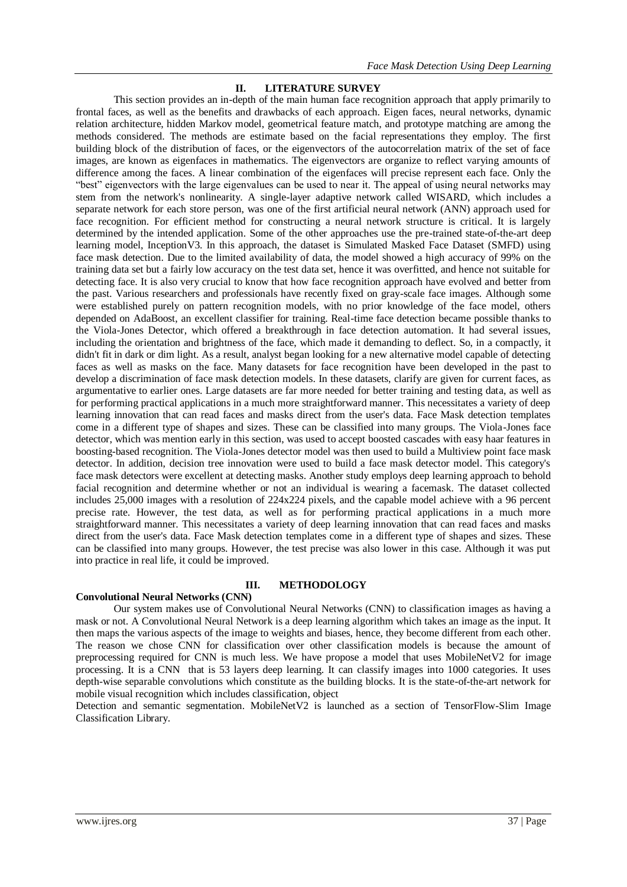## II. LITERATURE SURVEY

This section provides an in-depth of the main human face recognition approach that apply primarily to frontal faces, as well as the benefits and drawbacks of each approach. Eigen faces, neural networks, dynamic relation architecture, hidden Markov model, geometrical feature match, and prototype matching are among the methods considered. The methods are estimate based on the facial representations they employ. The first building block of the distribution of faces, or the eigenvectors of the autocorrelation matrix of the set of face images, are known as eigenfaces in mathematics. The eigenvectors are organize to reflect varying amounts of difference among the faces. A linear combination of the eigenfaces will precise represent each face. Only the "best" eigenvectors with the large eigenvalues can be used to near it. The appeal of using neural networks may stem from the network's nonlinearity. A single-layer adaptive network called WISARD, which includes a separate network for each store person, was one of the first artificial neural network (ANN) approach used for face recognition. For efficient method for constructing a neural network structure is critical. It is largely determined by the intended application. Some of the other approaches use the pre-trained state-of-the-art deep learning model, InceptionV3. In this approach, the dataset is Simulated Masked Face Dataset (SMFD) using face mask detection. Due to the limited availability of data, the model showed a high accuracy of 99% on the training data set but a fairly low accuracy on the test data set, hence it was overfitted, and hence not suitable for detecting face. It is also very crucial to know that how face recognition approach have evolved and better from the past. Various researchers and professionals have recently fixed on gray-scale face images. Although some were established purely on pattern recognition models, with no prior knowledge of the face model, others depended on AdaBoost, an excellent classifier for training. Real-time face detection became possible thanks to the Viola-Jones Detector, which offered a breakthrough in face detection automation. It had several issues, including the orientation and brightness of the face, which made it demanding to deflect. So, in a compactly, it didn't fit in dark or dim light. As a result, analyst began looking for a new alternative model capable of detecting faces as well as masks on the face. Many datasets for face recognition have been developed in the past to develop a discrimination of face mask detection models. In these datasets, clarify are given for current faces, as argumentative to earlier ones. Large datasets are far more needed for better training and testing data, as well as for performing practical applications in a much more straightforward manner. This necessitates a variety of deep learning innovation that can read faces and masks direct from the user's data. Face Mask detection templates come in a different type of shapes and sizes. These can be classified into many groups. The Viola-Jones face detector, which was mention early in this section, was used to accept boosted cascades with easy haar features in boosting-based recognition. The Viola-Jones detector model was then used to build a Multiview point face mask detector. In addition, decision tree innovation were used to build a face mask detector model. This category's face mask detectors were excellent at detecting masks. Another study employs deep learning approach to behold facial recognition and determine whether or not an individual is wearing a facemask. The dataset collected includes 25,000 images with a resolution of 224x224 pixels, and the capable model achieve with a 96 percent precise rate. However, the test data, as well as for performing practical applications in a much more straightforward manner. This necessitates a variety of deep learning innovation that can read faces and masks direct from the user's data. Face Mask detection templates come in a different type of shapes and sizes. These can be classified into many groups. However, the test precise was also lower in this case. Although it was put into practice in real life, it could be improved.

## III. METHODOLOGY

### Convolutional Neural Networks (CNN)

Our system makes use of Convolutional Neural Networks (CNN) to classification images as having a mask or not. A Convolutional Neural Network is a deep learning algorithm which takes an image as the input. It then maps the various aspects of the image to weights and biases, hence, they become different from each other. The reason we chose CNN for classification over other classification models is because the amount of preprocessing required for CNN is much less. We have propose a model that uses MobileNetV2 for image processing. It is a CNN that is 53 layers deep learning. It can classify images into 1000 categories. It uses depth-wise separable convolutions which constitute as the building blocks. It is the state-of-the-art network for mobile visual recognition which includes classification, object Detection and semantic segmentation. MobileNetV2 is launched as a section of TensorFlow-Slim Image Classification Library.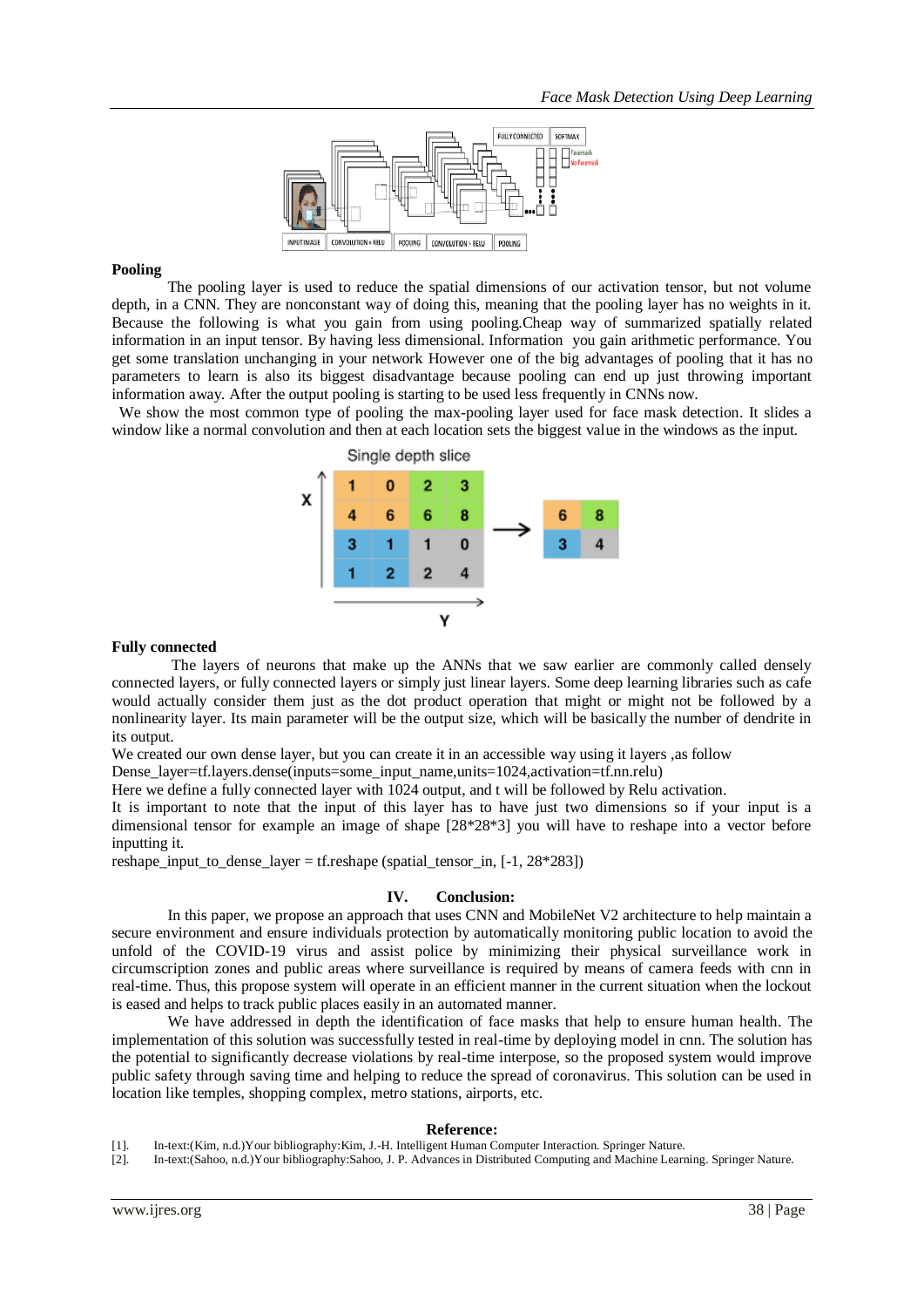**Pooling**

The pooling layer is used to reduce the spatial dimensions of our activation tensor, but not volume depth, in a CNN. They are nonconstant way of doing this, meaning that the pooling layer has no weights in it. Because the following is what you gain from using pooling.Cheap way of summarized spatially related information in an input tensor. By having less dimensional. Information you gain arithmetic performance. You get some translation unchanging in your network However one of the big advantages of pooling that it has no parameters to learn is also its biggest disadvantage because pooling can end up just throwing important information away. After the output pooling is starting to be used less frequently in CNNs now.

We show the most common type of pooling the max-pooling layer used for face mask detection. It slides a window like a normal convolution and then at each location sets the biggest value in the windows as the input.

**Fully connected**

The layers of neurons that make up the ANNs that we saw earlier are commonly called densely connected layers, or fully connected layers or simply just linear layers. Some deep learning libraries such as cafe would actually consider them just as the dot product operation that might or might not be followed by a nonlinearity layer. Its main parameter will be the output size, which will be basically the number of dendrite in its output.

We created our own dense layer, but you can create it in an accessible way using it layers ,as follow

Dense_layer=tf.layers.dense(inputs=some_input_name,units=1024,activation=tf.nn.relu)

Here we define a fully connected layer with 1024 output, and t will be followed by Relu activation.

It is important to note that the input of this layer has to have just two dimensions so if your input is a dimensional tensor for example an image of shape [28*28*3] you will have to reshape into a vector before inputting it.

reshape_input_to_dense_layer = tf.reshape (spatial_tensor_in, [-1, 28*283])

## IV. Conclusion:

In this paper, we propose an approach that uses CNN and MobileNet V2 architecture to help maintain a secure environment and ensure individuals protection by automatically monitoring public location to avoid the unfold of the COVID-19 virus and assist police by minimizing their physical surveillance work in circumscription zones and public areas where surveillance is required by means of camera feeds with cnn in real-time. Thus, this propose system will operate in an efficient manner in the current situation when the lockout is eased and helps to track public places easily in an automated manner.

We have addressed in depth the identification of face masks that help to ensure human health. The implementation of this solution was successfully tested in real-time by deploying model in cnn. The solution has the potential to significantly decrease violations by real-time interpose, so the proposed system would improve public safety through saving time and helping to reduce the spread of coronavirus. This solution can be used in location like temples, shopping complex, metro stations, airports, etc.

## Reference:

[1]. In-text:(Kim, n.d.)Your bibliography:Kim, J.-H. Intelligent Human Computer Interaction. Springer Nature.

[2]. In-text:(Sahoo, n.d.)Your bibliography:Sahoo, J. P. Advances in Distributed Computing and Machine Learning. Springer Nature.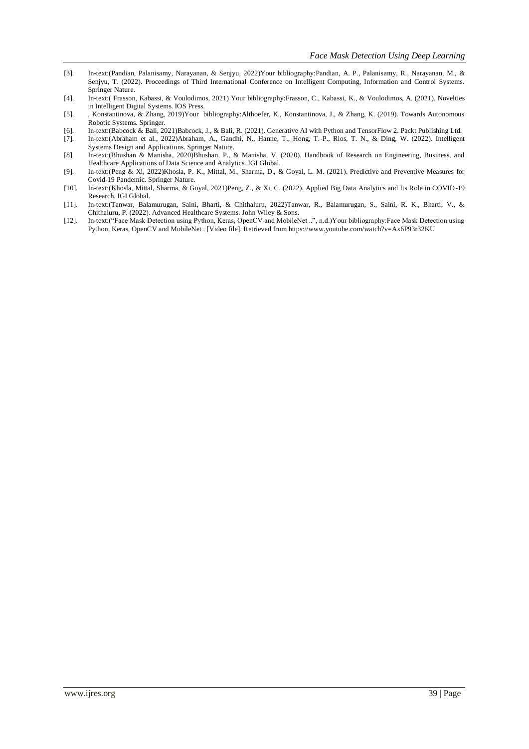[3]. In-text:(Pandian, Palanisamy, Narayanan, & Senjyu, 2022)Your bibliography:Pandian, A. P., Palanisamy, R., Narayanan, M., & Senjyu, T. (2022). Proceedings of Third International Conference on Intelligent Computing, Information and Control Systems. Springer Nature.

[4]. In-text:( Frasson, Kabassi, & Voulodimos, 2021) Your bibliography:Frasson, C., Kabassi, K., & Voulodimos, A. (2021). Novelties in Intelligent Digital Systems. IOS Press.

[5]. , Konstantinova, & Zhang, 2019)Your bibliography:Althoefer, K., Konstantinova, J., & Zhang, K. (2019). Towards Autonomous Robotic Systems. Springer.

[6]. In-text:(Babcock & Bali, 2021)Babcock, J., & Bali, R. (2021). Generative AI with Python and TensorFlow 2. Packt Publishing Ltd.

[7]. In-text:(Abraham et al., 2022)Abraham, A., Gandhi, N., Hanne, T., Hong, T.-P., Rios, T. N., & Ding, W. (2022). Intelligent Systems Design and Applications. Springer Nature.

[8]. In-text:(Bhushan & Manisha, 2020)Bhushan, P., & Manisha, V. (2020). Handbook of Research on Engineering, Business, and Healthcare Applications of Data Science and Analytics. IGI Global.

[9]. In-text:(Peng & Xi, 2022)Khosla, P. K., Mittal, M., Sharma, D., & Goyal, L. M. (2021). Predictive and Preventive Measures for Covid-19 Pandemic. Springer Nature.

[10]. In-text:(Khosla, Mittal, Sharma, & Goyal, 2021)Peng, Z., & Xi, C. (2022). Applied Big Data Analytics and Its Role in COVID-19 Research. IGI Global.

[11]. In-text:(Tanwar, Balamurugan, Saini, Bharti, & Chithaluru, 2022)Tanwar, R., Balamurugan, S., Saini, R. K., Bharti, V., & Chithaluru, P. (2022). Advanced Healthcare Systems. John Wiley & Sons.

[12]. In-text:("Face Mask Detection using Python, Keras, OpenCV and MobileNet ..", n.d.)Your bibliography:Face Mask Detection using Python, Keras, OpenCV and MobileNet . [Video file]. Retrieved from https://www.youtube.com/watch?v=Ax6P93r32KU